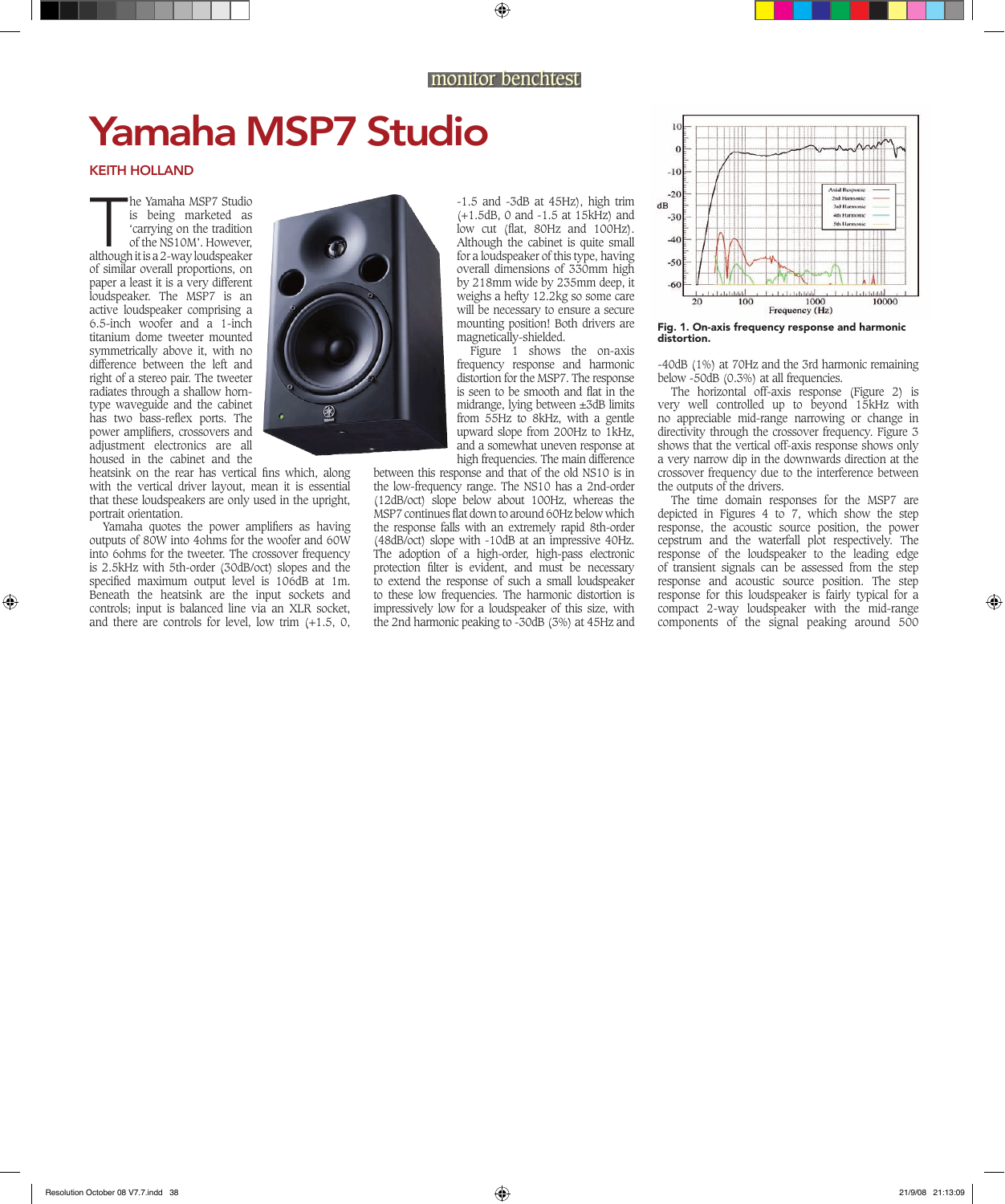monitor benchtest

# Yamaha MSP7 Studio

**KEITH HOLLAND**

The Yamaha MSP7 Studio is being marketed as 'carrying on the tradition of the NS10M'. However, although it is a 2-way loudspeaker of similar overall proportions, on paper a least it is a very different loudspeaker. The MSP7 is an active loudspeaker comprising a 6.5-inch woofer and a 1-inch titanium dome tweeter mounted symmetrically above it, with no difference between the left and right of a stereo pair. The tweeter radiates through a shallow horn-type waveguide and the cabinet has two bass-reflex ports. The power amplifiers, crossovers and adjustment electronics are all housed in the cabinet and the heatsink on the rear has vertical fins which, along with the vertical driver layout, mean it is essential that these loudspeakers are only used in the upright, portrait orientation.

Yamaha quotes the power amplifiers as having outputs of 80W into 4ohms for the woofer and 60W into 6ohms for the tweeter. The crossover frequency is 2.5kHz with 5th-order (30dB/oct) slopes and the specified maximum output level is 106dB at 1m. Beneath the heatsink are the input sockets and controls; input is balanced line via an XLR socket, and there are controls for level, low trim (+1.5, 0, -1.5 and -3dB at 45Hz), high trim (+1.5dB, 0 and -1.5 at 15kHz) and low cut (flat, 80Hz and 100Hz). Although the cabinet is quite small for a loudspeaker of this type, having overall dimensions of 330mm high by 218mm wide by 235mm deep, it weighs a hefty 12.2kg so some care will be necessary to ensure a secure mounting position! Both drivers are magnetically-shielded.

Figure 1 shows the on-axis frequency response and harmonic distortion for the MSP7. The response is seen to be smooth and flat in the midrange, lying between ±3dB limits from 55Hz to 8kHz, with a gentle upward slope from 200Hz to 1kHz, and a somewhat uneven response at high frequencies. The main difference between this response and that of the old NS10 is in the low-frequency range. The NS10 has a 2nd-order (12dB/oct) slope below about 100Hz, whereas the MSP7 continues flat down to around 60Hz below which the response falls with an extremely rapid 8th-order (48dB/oct) slope with -10dB at an impressive 40Hz. The adoption of a high-order, high-pass electronic protection filter is evident, and must be necessary to extend the response of such a small loudspeaker to these low frequencies. The harmonic distortion is impressively low for a loudspeaker of this size, with the 2nd harmonic peaking to -30dB (3%) at 45Hz and -40dB (1%) at 70Hz and the 3rd harmonic remaining below -50dB (0.3%) at all frequencies.

Fig. 1. On-axis frequency response and harmonic distortion.

The horizontal off-axis response (Figure 2) is very well controlled up to beyond 15kHz with no appreciable mid-range narrowing or change in directivity through the crossover frequency. Figure 3 shows that the vertical off-axis response shows only a very narrow dip in the downwards direction at the crossover frequency due to the interference between the outputs of the drivers.

The time domain responses for the MSP7 are depicted in Figures 4 to 7, which show the step response, the acoustic source position, the power cepstrum and the waterfall plot respectively. The response of the loudspeaker to the leading edge of transient signals can be assessed from the step response and acoustic source position. The step response for this loudspeaker is fairly typical for a compact 2-way loudspeaker with the mid-range components of the signal peaking around 500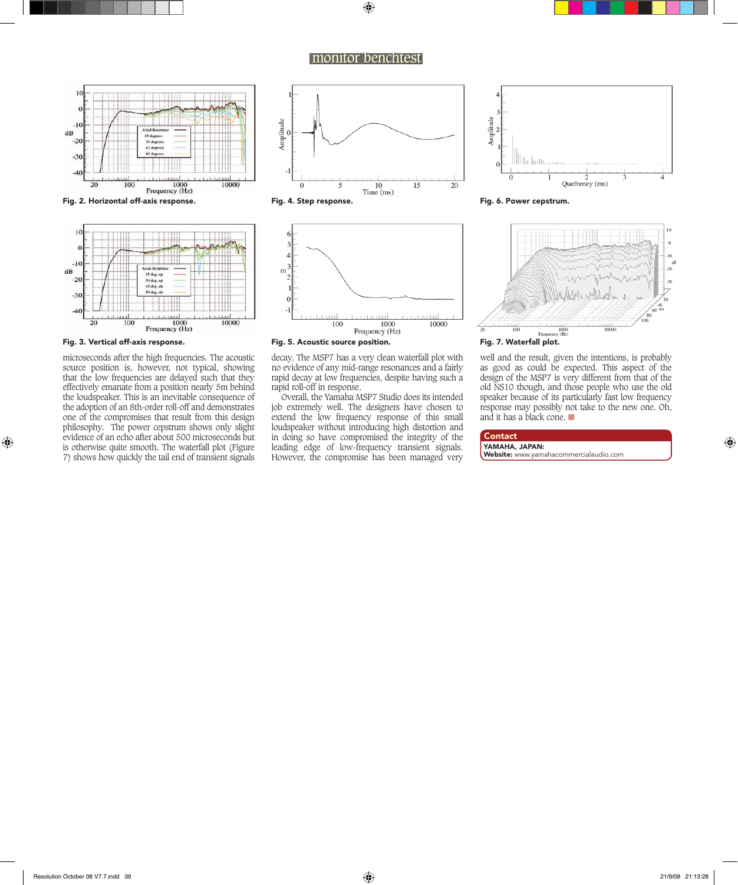20
100
1000
10000
Frequency (Hz)
10
0
-10
-20
-30
-40
dB
Axial Response
15 degrees
30 degrees
45 degrees
60 degrees

**Fig. 2. Horizontal off-axis response.**

Amplitude
1
0
-1
0
5
10
15
20
Time (ms)

**Fig. 4. Step response.**

Amplitude
4
3
2
1
0
0
1
2
3
4
Quefrency (ms)

**Fig. 6. Power cepstrum.**

10
0
-10
-20
-30
-40
dB
20
100
1000
10000
Frequency (Hz)
Axial Response
15 deg. up
30 deg. up
15 deg. dn
30 deg. dn

**Fig. 3. Vertical off-axis response.**

6
5
4
3
2
1
0
-1
m
100
1000
10000
Frequency (Hz)

**Fig. 5. Acoustic source position.**

10
0
-10
-20
-30
dB
20
40
60
80
100
ms
20
100
1000
10000
Frequency (Hz)

**Fig. 7. Waterfall plot.**

microseconds after the high frequencies. The acoustic source position is, however, not typical, showing that the low frequencies are delayed such that they effectively emanate from a position nearly 5m behind the loudspeaker. This is an inevitable consequence of the adoption of an 8th-order roll-off and demonstrates one of the compromises that result from this design philosophy. The power cepstrum shows only slight evidence of an echo after about 500 microseconds but is otherwise quite smooth. The waterfall plot (Figure 7) shows how quickly the tail end of transient signals decay. The MSP7 has a very clean waterfall plot with no evidence of any mid-range resonances and a fairly rapid decay at low frequencies, despite having such a rapid roll-off in response.

Overall, the Yamaha MSP7 Studio does its intended job extremely well. The designers have chosen to extend the low frequency response of this small loudspeaker without introducing high distortion and in doing so have compromised the integrity of the leading edge of low-frequency transient signals. However, the compromise has been managed very well and the result, given the intentions, is probably as good as could be expected. This aspect of the design of the MSP7 is very different from that of the old NS10 though, and those people who use the old speaker because of its particularly fast low frequency response may possibly not take to the new one. Oh, and it has a black cone. ■

**Contact**
**YAMAHA, JAPAN:**
**Website:** www.yamahacommercialaudio.com